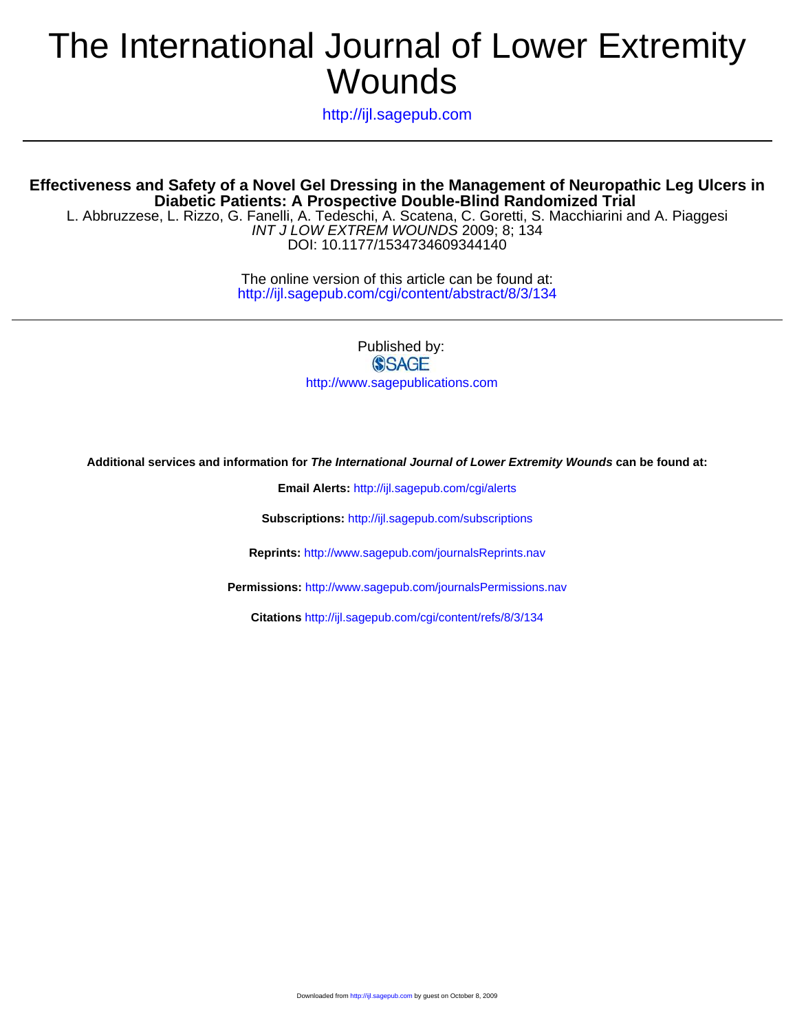# The International Journal of Lower Extremity Wounds

http://ijl.sagepub.com

## Effectiveness and Safety of a Novel Gel Dressing in the Management of Neuropathic Leg Ulcers in Diabetic Patients: A Prospective Double-Blind Randomized Trial

L. Abbruzzese, L. Rizzo, G. Fanelli, A. Tedeschi, A. Scatena, C. Goretti, S. Macchiarini and A. Piaggesi
*INT J LOW EXTREM WOUNDS* 2009; 8; 134
DOI: 10.1177/1534734609344140

The online version of this article can be found at:
http://ijl.sagepub.com/cgi/content/abstract/8/3/134

Published by:
SAGE
http://www.sagepublications.com

**Additional services and information for *The International Journal of Lower Extremity Wounds* can be found at:**

**Email Alerts:** http://ijl.sagepub.com/cgi/alerts

**Subscriptions:** http://ijl.sagepub.com/subscriptions

**Reprints:** http://www.sagepub.com/journalsReprints.nav

**Permissions:** http://www.sagepub.com/journalsPermissions.nav

**Citations** http://ijl.sagepub.com/cgi/content/refs/8/3/134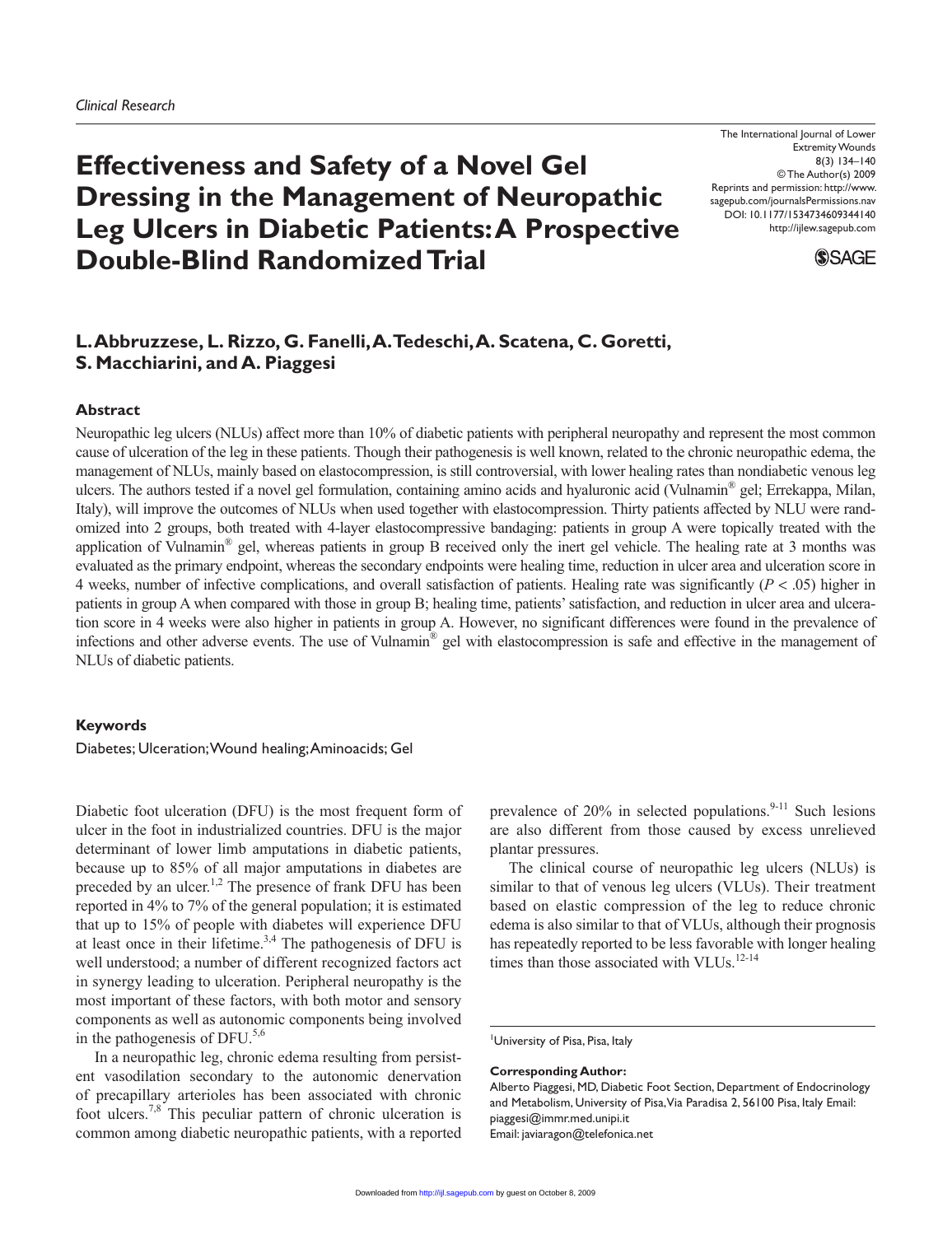*Clinical Research*

# Effectiveness and Safety of a Novel Gel Dressing in the Management of Neuropathic Leg Ulcers in Diabetic Patients: A Prospective Double-Blind Randomized Trial

**L. Abbruzzese, L. Rizzo, G. Fanelli, A. Tedeschi, A. Scatena, C. Goretti, S. Macchiarini, and A. Piaggesi**

## Abstract

Neuropathic leg ulcers (NLUs) affect more than 10% of diabetic patients with peripheral neuropathy and represent the most common cause of ulceration of the leg in these patients. Though their pathogenesis is well known, related to the chronic neuropathic edema, the management of NLUs, mainly based on elastocompression, is still controversial, with lower healing rates than nondiabetic venous leg ulcers. The authors tested if a novel gel formulation, containing amino acids and hyaluronic acid (Vulnamin® gel; Errekappa, Milan, Italy), will improve the outcomes of NLUs when used together with elastocompression. Thirty patients affected by NLU were randomized into 2 groups, both treated with 4-layer elastocompressive bandaging: patients in group A were topically treated with the application of Vulnamin® gel, whereas patients in group B received only the inert gel vehicle. The healing rate at 3 months was evaluated as the primary endpoint, whereas the secondary endpoints were healing time, reduction in ulcer area and ulceration score in 4 weeks, number of infective complications, and overall satisfaction of patients. Healing rate was significantly ($P < .05$) higher in patients in group A when compared with those in group B; healing time, patients' satisfaction, and reduction in ulcer area and ulceration score in 4 weeks were also higher in patients in group A. However, no significant differences were found in the prevalence of infections and other adverse events. The use of Vulnamin® gel with elastocompression is safe and effective in the management of NLUs of diabetic patients.

## Keywords

Diabetes; Ulceration; Wound healing; Aminoacids; Gel

Diabetic foot ulceration (DFU) is the most frequent form of ulcer in the foot in industrialized countries. DFU is the major determinant of lower limb amputations in diabetic patients, because up to 85% of all major amputations in diabetes are preceded by an ulcer.[1,2] The presence of frank DFU has been reported in 4% to 7% of the general population; it is estimated that up to 15% of people with diabetes will experience DFU at least once in their lifetime.[3,4] The pathogenesis of DFU is well understood; a number of different recognized factors act in synergy leading to ulceration. Peripheral neuropathy is the most important of these factors, with both motor and sensory components as well as autonomic components being involved in the pathogenesis of DFU.[5,6]

In a neuropathic leg, chronic edema resulting from persistent vasodilation secondary to the autonomic denervation of precapillary arterioles has been associated with chronic foot ulcers.[7,8] This peculiar pattern of chronic ulceration is common among diabetic neuropathic patients, with a reported prevalence of 20% in selected populations.[9-11] Such lesions are also different from those caused by excess unrelieved plantar pressures.

The clinical course of neuropathic leg ulcers (NLUs) is similar to that of venous leg ulcers (VLUs). Their treatment based on elastic compression of the leg to reduce chronic edema is also similar to that of VLUs, although their prognosis has repeatedly reported to be less favorable with longer healing times than those associated with VLUs.[12-14]

[1]University of Pisa, Pisa, Italy

**Corresponding Author:**
Alberto Piaggesi, MD, Diabetic Foot Section, Department of Endocrinology and Metabolism, University of Pisa, Via Paradisa 2, 56100 Pisa, Italy Email: piaggesi@immr.med.unipi.it
Email: javiaragon@telefonica.net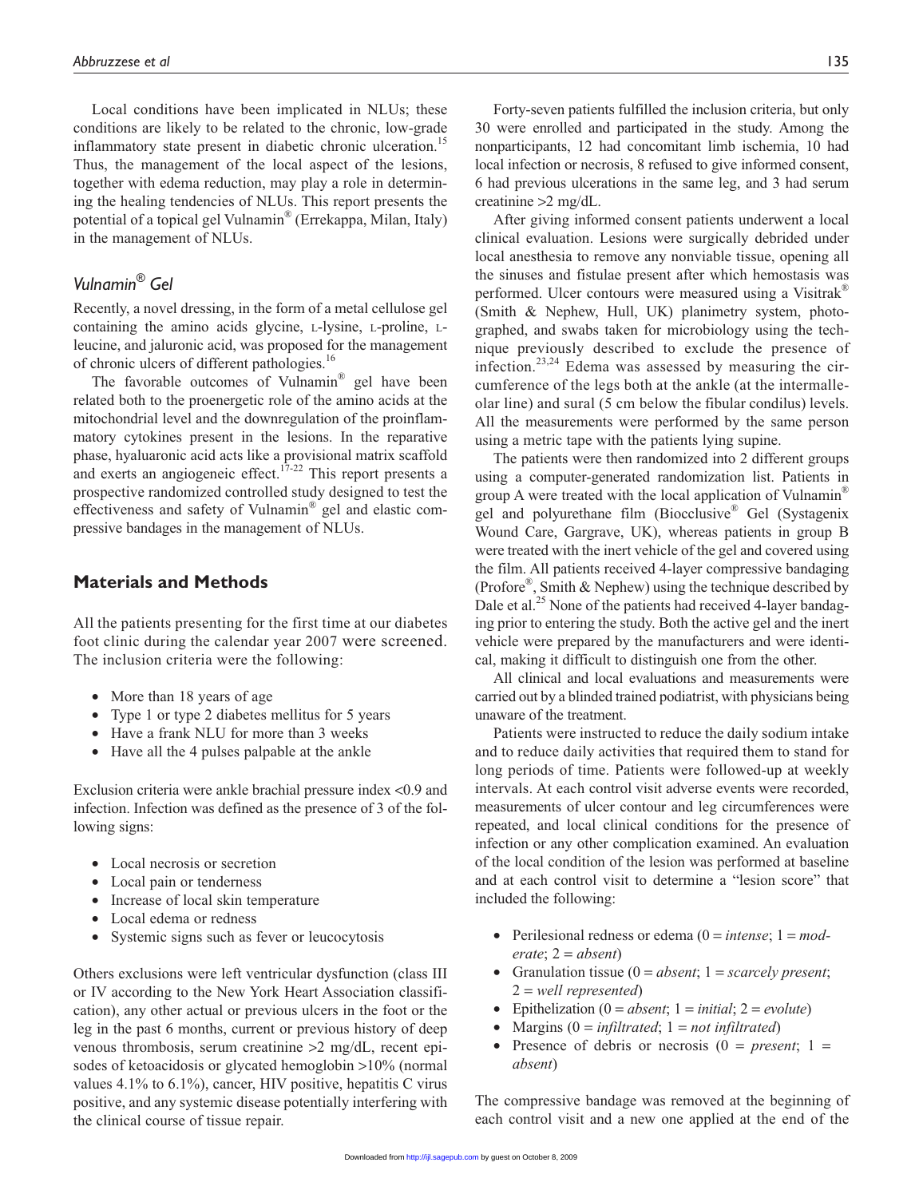Local conditions have been implicated in NLUs; these conditions are likely to be related to the chronic, low-grade inflammatory state present in diabetic chronic ulceration.[15] Thus, the management of the local aspect of the lesions, together with edema reduction, may play a role in determining the healing tendencies of NLUs. This report presents the potential of a topical gel Vulnamin® (Errekappa, Milan, Italy) in the management of NLUs.

## *Vulnamin® Gel*

Recently, a novel dressing, in the form of a metal cellulose gel containing the amino acids glycine, L-lysine, L-proline, L-leucine, and jaluronic acid, was proposed for the management of chronic ulcers of different pathologies.[16]

The favorable outcomes of Vulnamin® gel have been related both to the proenergetic role of the amino acids at the mitochondrial level and the downregulation of the proinflammatory cytokines present in the lesions. In the reparative phase, hyaluronic acid acts like a provisional matrix scaffold and exerts an angiogeneic effect.[17-22] This report presents a prospective randomized controlled study designed to test the effectiveness and safety of Vulnamin® gel and elastic compressive bandages in the management of NLUs.

## Materials and Methods

All the patients presenting for the first time at our diabetes foot clinic during the calendar year 2007 were screened. The inclusion criteria were the following:

- More than 18 years of age
- Type 1 or type 2 diabetes mellitus for 5 years
- Have a frank NLU for more than 3 weeks
- Have all the 4 pulses palpable at the ankle

Exclusion criteria were ankle brachial pressure index <0.9 and infection. Infection was defined as the presence of 3 of the following signs:

- Local necrosis or secretion
- Local pain or tenderness
- Increase of local skin temperature
- Local edema or redness
- Systemic signs such as fever or leucocytosis

Others exclusions were left ventricular dysfunction (class III or IV according to the New York Heart Association classification), any other actual or previous ulcers in the foot or the leg in the past 6 months, current or previous history of deep venous thrombosis, serum creatinine >2 mg/dL, recent episodes of ketoacidosis or glycated hemoglobin >10% (normal values 4.1% to 6.1%), cancer, HIV positive, hepatitis C virus positive, and any systemic disease potentially interfering with the clinical course of tissue repair.

Forty-seven patients fulfilled the inclusion criteria, but only 30 were enrolled and participated in the study. Among the nonparticipants, 12 had concomitant limb ischemia, 10 had local infection or necrosis, 8 refused to give informed consent, 6 had previous ulcerations in the same leg, and 3 had serum creatinine >2 mg/dL.

After giving informed consent patients underwent a local clinical evaluation. Lesions were surgically debrided under local anesthesia to remove any nonviable tissue, opening all the sinuses and fistulae present after which hemostasis was performed. Ulcer contours were measured using a Visitrak® (Smith & Nephew, Hull, UK) planimetry system, photographed, and swabs taken for microbiology using the technique previously described to exclude the presence of infection.[23,24] Edema was assessed by measuring the circumference of the legs both at the ankle (at the intermalleolar line) and sural (5 cm below the fibular condilus) levels. All the measurements were performed by the same person using a metric tape with the patients lying supine.

The patients were then randomized into 2 different groups using a computer-generated randomization list. Patients in group A were treated with the local application of Vulnamin® gel and polyurethane film (Biocclusive® Gel (Systagenix Wound Care, Gargrave, UK), whereas patients in group B were treated with the inert vehicle of the gel and covered using the film. All patients received 4-layer compressive bandaging (Profore®, Smith & Nephew) using the technique described by Dale et al.[25] None of the patients had received 4-layer bandaging prior to entering the study. Both the active gel and the inert vehicle were prepared by the manufacturers and were identical, making it difficult to distinguish one from the other.

All clinical and local evaluations and measurements were carried out by a blinded trained podiatrist, with physicians being unaware of the treatment.

Patients were instructed to reduce the daily sodium intake and to reduce daily activities that required them to stand for long periods of time. Patients were followed-up at weekly intervals. At each control visit adverse events were recorded, measurements of ulcer contour and leg circumferences were repeated, and local clinical conditions for the presence of infection or any other complication examined. An evaluation of the local condition of the lesion was performed at baseline and at each control visit to determine a "lesion score" that included the following:

- Perilesional redness or edema (0 = *intense*; 1 = *moderate*; 2 = *absent*)
- Granulation tissue (0 = *absent*; 1 = *scarcely present*; 2 = *well represented*)
- Epithelization (0 = *absent*; 1 = *initial*; 2 = *evolute*)
- Margins (0 = *infiltrated*; 1 = *not infiltrated*)
- Presence of debris or necrosis (0 = *present*; 1 = *absent*)

The compressive bandage was removed at the beginning of each control visit and a new one applied at the end of the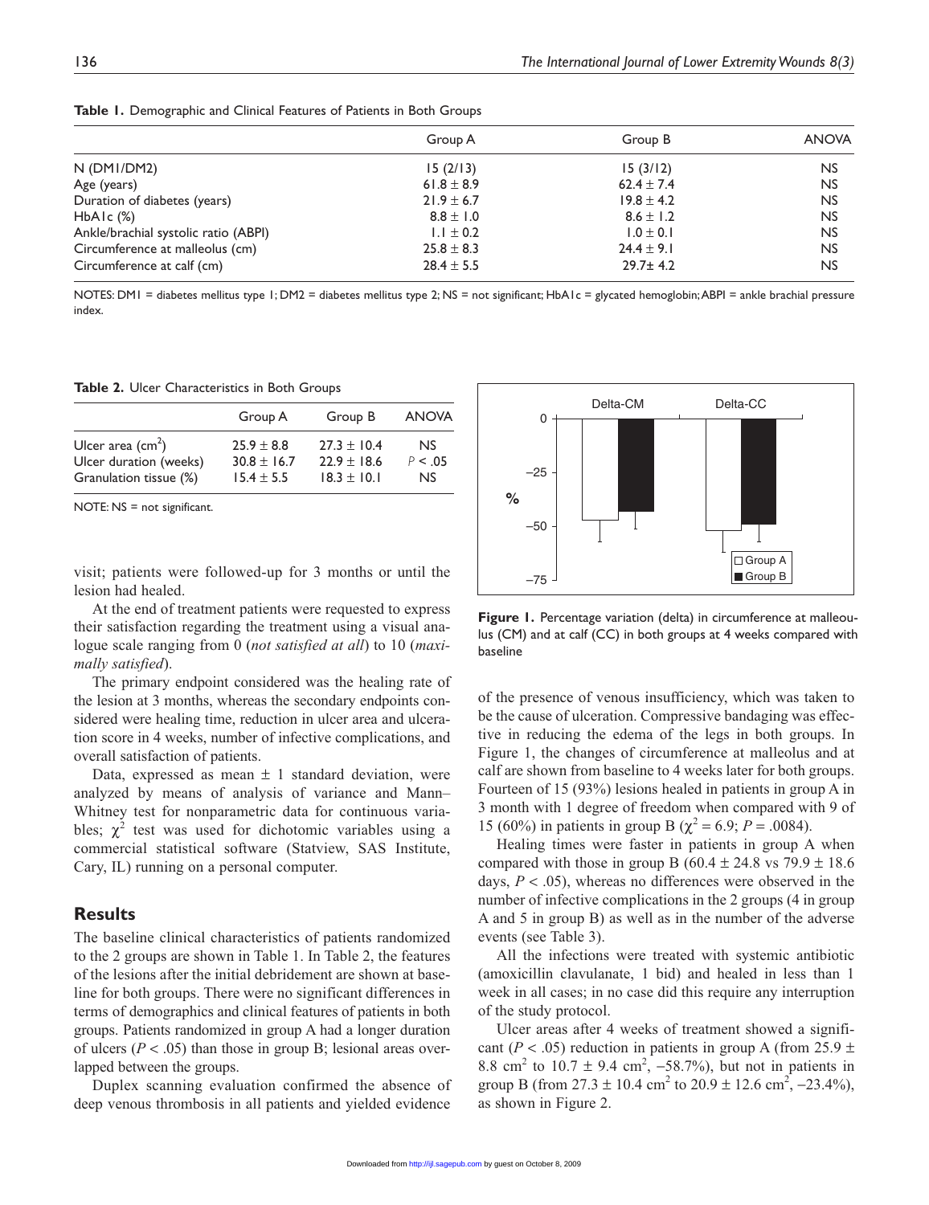**Table 1.** Demographic and Clinical Features of Patients in Both Groups

| | Group A | Group B | ANOVA |
|---|---|---|---|
| N (DM1/DM2) | 15 (2/13) | 15 (3/12) | NS |
| Age (years) | 61.8 ± 8.9 | 62.4 ± 7.4 | NS |
| Duration of diabetes (years) | 21.9 ± 6.7 | 19.8 ± 4.2 | NS |
| HbA1c (%) | 8.8 ± 1.0 | 8.6 ± 1.2 | NS |
| Ankle/brachial systolic ratio (ABPI) | 1.1 ± 0.2 | 1.0 ± 0.1 | NS |
| Circumference at malleolus (cm) | 25.8 ± 8.3 | 24.4 ± 9.1 | NS |
| Circumference at calf (cm) | 28.4 ± 5.5 | 29.7± 4.2 | NS |

NOTES: DM1 = diabetes mellitus type 1; DM2 = diabetes mellitus type 2; NS = not significant; HbA1c = glycated hemoglobin; ABPI = ankle brachial pressure index.

**Table 2.** Ulcer Characteristics in Both Groups

| | Group A | Group B | ANOVA |
|---|---|---|---|
| Ulcer area (cm$^2$) | 25.9 ± 8.8 | 27.3 ± 10.4 | NS |
| Ulcer duration (weeks) | 30.8 ± 16.7 | 22.9 ± 18.6 | $P < .05$ |
| Granulation tissue (%) | 15.4 ± 5.5 | 18.3 ± 10.1 | NS |

NOTE: NS = not significant.

visit; patients were followed-up for 3 months or until the lesion had healed.

At the end of treatment patients were requested to express their satisfaction regarding the treatment using a visual analogue scale ranging from 0 (*not satisfied at all*) to 10 (*maximally satisfied*).

The primary endpoint considered was the healing rate of the lesion at 3 months, whereas the secondary endpoints considered were healing time, reduction in ulcer area and ulceration score in 4 weeks, number of infective complications, and overall satisfaction of patients.

Data, expressed as mean ± 1 standard deviation, were analyzed by means of analysis of variance and Mann–Whitney test for nonparametric data for continuous variables; $\chi^2$ test was used for dichotomic variables using a commercial statistical software (Statview, SAS Institute, Cary, IL) running on a personal computer.

## Results

The baseline clinical characteristics of patients randomized to the 2 groups are shown in Table 1. In Table 2, the features of the lesions after the initial debridement are shown at baseline for both groups. There were no significant differences in terms of demographics and clinical features of patients in both groups. Patients randomized in group A had a longer duration of ulcers ($P < .05$) than those in group B; lesional areas overlapped between the groups.

Duplex scanning evaluation confirmed the absence of deep venous thrombosis in all patients and yielded evidence of the presence of venous insufficiency, which was taken to be the cause of ulceration. Compressive bandaging was effective in reducing the edema of the legs in both groups. In Figure 1, the changes of circumference at malleolus and at calf are shown from baseline to 4 weeks later for both groups. Fourteen of 15 (93%) lesions healed in patients in group A in 3 month with 1 degree of freedom when compared with 9 of 15 (60%) in patients in group B ($\chi^2 = 6.9$; $P = .0084$).

**Figure 1.** Percentage variation (delta) in circumference at malleolus (CM) and at calf (CC) in both groups at 4 weeks compared with baseline

Healing times were faster in patients in group A when compared with those in group B (60.4 ± 24.8 vs 79.9 ± 18.6 days, $P < .05$), whereas no differences were observed in the number of infective complications in the 2 groups (4 in group A and 5 in group B) as well as in the number of the adverse events (see Table 3).

All the infections were treated with systemic antibiotic (amoxicillin clavulanate, 1 bid) and healed in less than 1 week in all cases; in no case did this require any interruption of the study protocol.

Ulcer areas after 4 weeks of treatment showed a significant ($P < .05$) reduction in patients in group A (from 25.9 ± 8.8 cm$^2$ to 10.7 ± 9.4 cm$^2$, −58.7%), but not in patients in group B (from 27.3 ± 10.4 cm$^2$ to 20.9 ± 12.6 cm$^2$, −23.4%), as shown in Figure 2.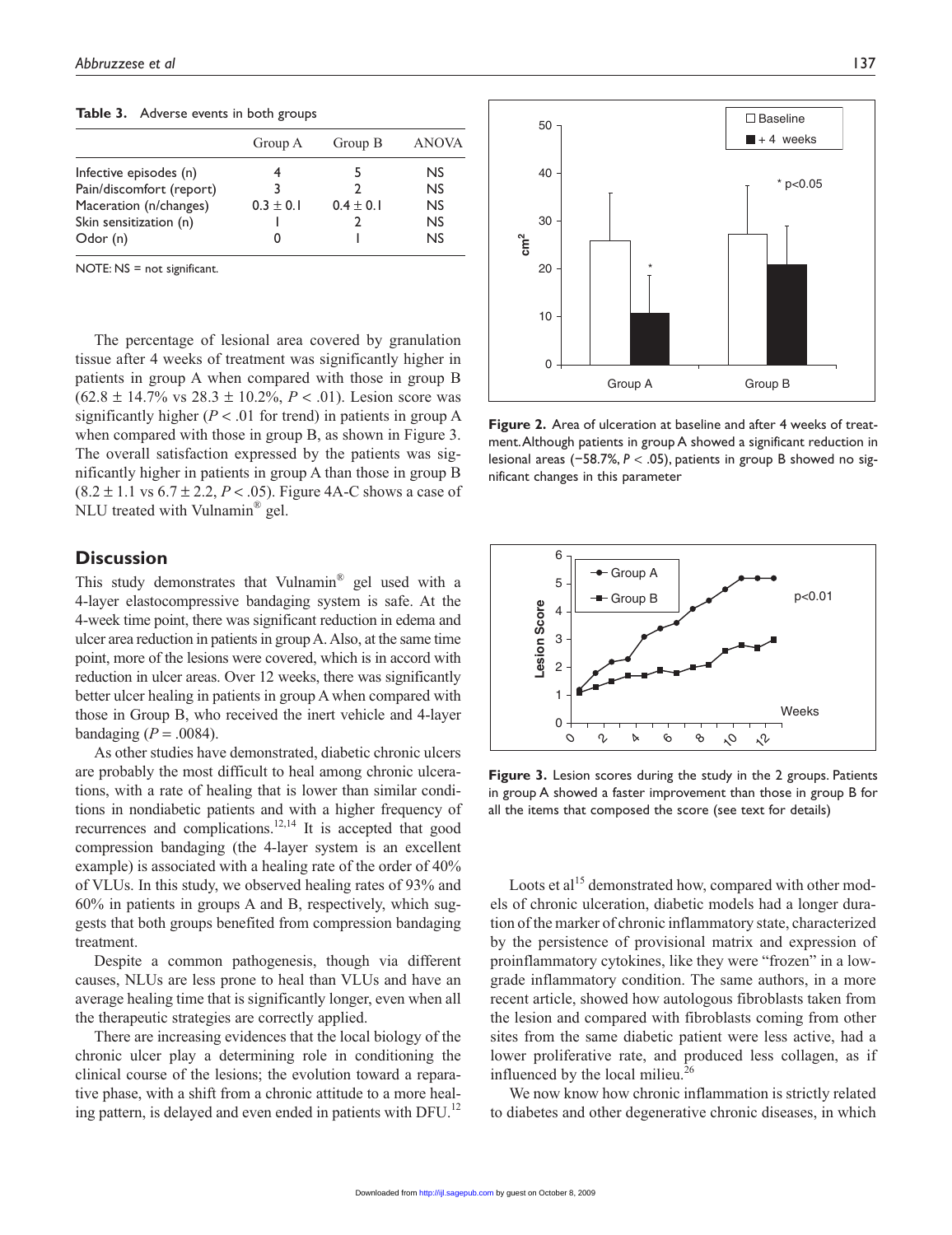**Table 3.** Adverse events in both groups

| | Group A | Group B | ANOVA |
|---|---|---|---|
| Infective episodes (n) | 4 | 5 | NS |
| Pain/discomfort (report) | 3 | 2 | NS |
| Maceration (n/changes) | 0.3 ± 0.1 | 0.4 ± 0.1 | NS |
| Skin sensitization (n) | 1 | 2 | NS |
| Odor (n) | 0 | 1 | NS |

NOTE: NS = not significant.

The percentage of lesional area covered by granulation tissue after 4 weeks of treatment was significantly higher in patients in group A when compared with those in group B (62.8 ± 14.7% vs 28.3 ± 10.2%, $P < .01$). Lesion score was significantly higher ($P < .01$ for trend) in patients in group A when compared with those in group B, as shown in Figure 3. The overall satisfaction expressed by the patients was significantly higher in patients in group A than those in group B (8.2 ± 1.1 vs 6.7 ± 2.2, $P < .05$). Figure 4A-C shows a case of NLU treated with Vulnamin® gel.

**Figure 2.** Area of ulceration at baseline and after 4 weeks of treatment. Although patients in group A showed a significant reduction in lesional areas (−58.7%, $P < .05$), patients in group B showed no significant changes in this parameter

**Figure 3.** Lesion scores during the study in the 2 groups. Patients in group A showed a faster improvement than those in group B for all the items that composed the score (see text for details)

## Discussion

This study demonstrates that Vulnamin® gel used with a 4-layer elastocompressive bandaging system is safe. At the 4-week time point, there was significant reduction in edema and ulcer area reduction in patients in group A. Also, at the same time point, more of the lesions were covered, which is in accord with reduction in ulcer areas. Over 12 weeks, there was significantly better ulcer healing in patients in group A when compared with those in Group B, who received the inert vehicle and 4-layer bandaging ($P = .0084$).

As other studies have demonstrated, diabetic chronic ulcers are probably the most difficult to heal among chronic ulcerations, with a rate of healing that is lower than similar conditions in nondiabetic patients and with a higher frequency of recurrences and complications.[12,14] It is accepted that good compression bandaging (the 4-layer system is an excellent example) is associated with a healing rate of the order of 40% of VLUs. In this study, we observed healing rates of 93% and 60% in patients in groups A and B, respectively, which suggests that both groups benefited from compression bandaging treatment.

Despite a common pathogenesis, though via different causes, NLUs are less prone to heal than VLUs and have an average healing time that is significantly longer, even when all the therapeutic strategies are correctly applied.

There are increasing evidences that the local biology of the chronic ulcer play a determining role in conditioning the clinical course of the lesions; the evolution toward a reparative phase, with a shift from a chronic attitude to a more healing pattern, is delayed and even ended in patients with DFU.[12]

Loots et al[15] demonstrated how, compared with other models of chronic ulceration, diabetic models had a longer duration of the marker of chronic inflammatory state, characterized by the persistence of provisional matrix and expression of proinflammatory cytokines, like they were "frozen" in a low-grade inflammatory condition. The same authors, in a more recent article, showed how autologous fibroblasts taken from the lesion and compared with fibroblasts coming from other sites from the same diabetic patient were less active, had a lower proliferative rate, and produced less collagen, as if influenced by the local milieu.[26]

We now know how chronic inflammation is strictly related to diabetes and other degenerative chronic diseases, in which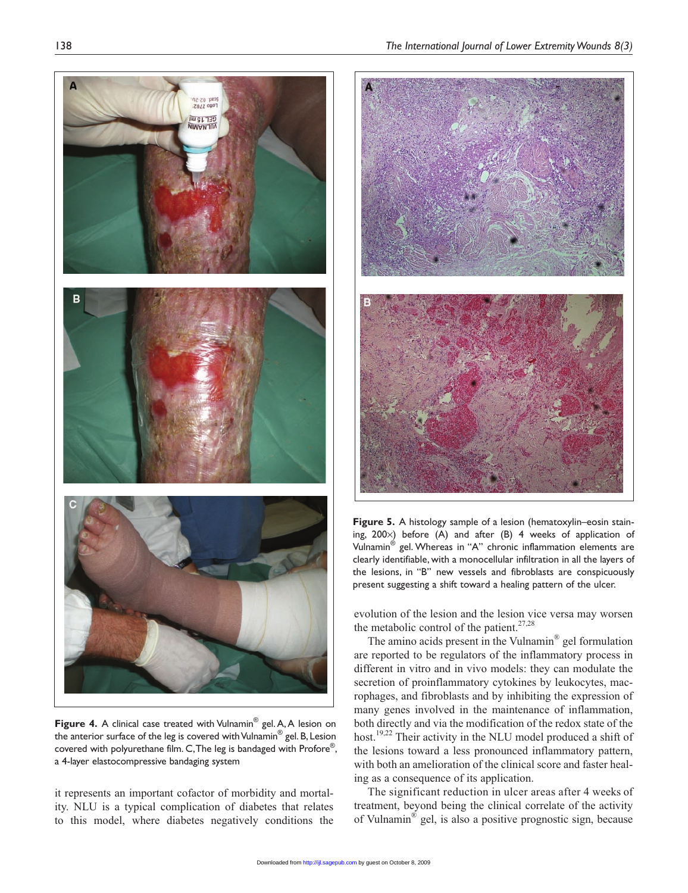**Figure 4.** A clinical case treated with Vulnamin® gel. A, A lesion on the anterior surface of the leg is covered with Vulnamin® gel. B, Lesion covered with polyurethane film. C, The leg is bandaged with Profore®, a 4-layer elastocompressive bandaging system

**Figure 5.** A histology sample of a lesion (hematoxylin–eosin staining, 200×) before (A) and after (B) 4 weeks of application of Vulnamin® gel. Whereas in "A" chronic inflammation elements are clearly identifiable, with a monocellular infiltration in all the layers of the lesions, in "B" new vessels and fibroblasts are conspicuously present suggesting a shift toward a healing pattern of the ulcer.

it represents an important cofactor of morbidity and mortality. NLU is a typical complication of diabetes that relates to this model, where diabetes negatively conditions the evolution of the lesion and the lesion vice versa may worsen the metabolic control of the patient.[27,28]

The amino acids present in the Vulnamin® gel formulation are reported to be regulators of the inflammatory process in different in vitro and in vivo models: they can modulate the secretion of proinflammatory cytokines by leukocytes, macrophages, and fibroblasts and by inhibiting the expression of many genes involved in the maintenance of inflammation, both directly and via the modification of the redox state of the host.[19,22] Their activity in the NLU model produced a shift of the lesions toward a less pronounced inflammatory pattern, with both an amelioration of the clinical score and faster healing as a consequence of its application.

The significant reduction in ulcer areas after 4 weeks of treatment, beyond being the clinical correlate of the activity of Vulnamin® gel, is also a positive prognostic sign, because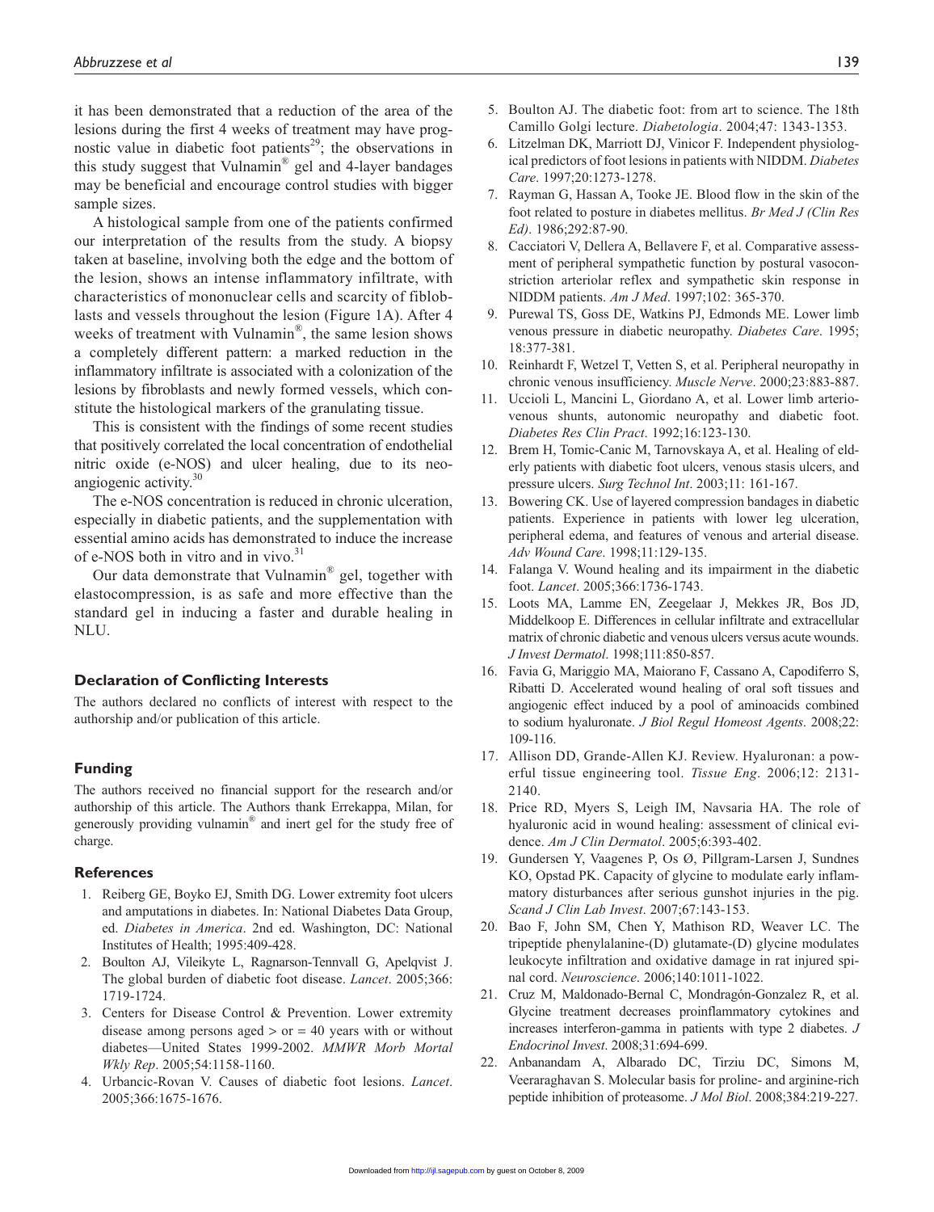it has been demonstrated that a reduction of the area of the lesions during the first 4 weeks of treatment may have prognostic value in diabetic foot patients[29]; the observations in this study suggest that Vulnamin® gel and 4-layer bandages may be beneficial and encourage control studies with bigger sample sizes.

A histological sample from one of the patients confirmed our interpretation of the results from the study. A biopsy taken at baseline, involving both the edge and the bottom of the lesion, shows an intense inflammatory infiltrate, with characteristics of mononuclear cells and scarcity of fiblobrasts and vessels throughout the lesion (Figure 1A). After 4 weeks of treatment with Vulnamin®, the same lesion shows a completely different pattern: a marked reduction in the inflammatory infiltrate is associated with a colonization of the lesions by fibroblasts and newly formed vessels, which constitute the histological markers of the granulating tissue.

This is consistent with the findings of some recent studies that positively correlated the local concentration of endothelial nitric oxide (e-NOS) and ulcer healing, due to its neoangiogenic activity.[30]

The e-NOS concentration is reduced in chronic ulceration, especially in diabetic patients, and the supplementation with essential amino acids has demonstrated to induce the increase of e-NOS both in vitro and in vivo.[31]

Our data demonstrate that Vulnamin® gel, together with elastocompression, is as safe and more effective than the standard gel in inducing a faster and durable healing in NLU.

## Declaration of Conflicting Interests

The authors declared no conflicts of interest with respect to the authorship and/or publication of this article.

## Funding

The authors received no financial support for the research and/or authorship of this article. The Authors thank Errekappa, Milan, for generously providing vulnamin® and inert gel for the study free of charge.

## References

1. Reiberg GE, Boyko EJ, Smith DG. Lower extremity foot ulcers and amputations in diabetes. In: National Diabetes Data Group, ed. *Diabetes in America*. 2nd ed. Washington, DC: National Institutes of Health; 1995:409-428.
2. Boulton AJ, Vileikyte L, Ragnarson-Tennvall G, Apelqvist J. The global burden of diabetic foot disease. *Lancet*. 2005;366: 1719-1724.
3. Centers for Disease Control & Prevention. Lower extremity disease among persons aged > or = 40 years with or without diabetes—United States 1999-2002. *MMWR Morb Mortal Wkly Rep*. 2005;54:1158-1160.
4. Urbancic-Rovan V. Causes of diabetic foot lesions. *Lancet*. 2005;366:1675-1676.
5. Boulton AJ. The diabetic foot: from art to science. The 18th Camillo Golgi lecture. *Diabetologia*. 2004;47: 1343-1353.
6. Litzelman DK, Marriott DJ, Vinicor F. Independent physiological predictors of foot lesions in patients with NIDDM. *Diabetes Care*. 1997;20:1273-1278.
7. Rayman G, Hassan A, Tooke JE. Blood flow in the skin of the foot related to posture in diabetes mellitus. *Br Med J (Clin Res Ed)*. 1986;292:87-90.
8. Cacciatori V, Dellera A, Bellavere F, et al. Comparative assessment of peripheral sympathetic function by postural vasoconstriction arteriolar reflex and sympathetic skin response in NIDDM patients. *Am J Med*. 1997;102: 365-370.
9. Purewal TS, Goss DE, Watkins PJ, Edmonds ME. Lower limb venous pressure in diabetic neuropathy. *Diabetes Care*. 1995; 18:377-381.
10. Reinhardt F, Wetzel T, Vetten S, et al. Peripheral neuropathy in chronic venous insufficiency. *Muscle Nerve*. 2000;23:883-887.
11. Uccioli L, Mancini L, Giordano A, et al. Lower limb arterio-venous shunts, autonomic neuropathy and diabetic foot. *Diabetes Res Clin Pract*. 1992;16:123-130.
12. Brem H, Tomic-Canic M, Tarnovskaya A, et al. Healing of elderly patients with diabetic foot ulcers, venous stasis ulcers, and pressure ulcers. *Surg Technol Int*. 2003;11: 161-167.
13. Bowering CK. Use of layered compression bandages in diabetic patients. Experience in patients with lower leg ulceration, peripheral edema, and features of venous and arterial disease. *Adv Wound Care*. 1998;11:129-135.
14. Falanga V. Wound healing and its impairment in the diabetic foot. *Lancet*. 2005;366:1736-1743.
15. Loots MA, Lamme EN, Zeegelaar J, Mekkes JR, Bos JD, Middelkoop E. Differences in cellular infiltrate and extracellular matrix of chronic diabetic and venous ulcers versus acute wounds. *J Invest Dermatol*. 1998;111:850-857.
16. Favia G, Mariggio MA, Maiorano F, Cassano A, Capodiferro S, Ribatti D. Accelerated wound healing of oral soft tissues and angiogenic effect induced by a pool of aminoacids combined to sodium hyaluronate. *J Biol Regul Homeost Agents*. 2008;22: 109-116.
17. Allison DD, Grande-Allen KJ. Review. Hyaluronan: a powerful tissue engineering tool. *Tissue Eng*. 2006;12: 2131-2140.
18. Price RD, Myers S, Leigh IM, Navsaria HA. The role of hyaluronic acid in wound healing: assessment of clinical evidence. *Am J Clin Dermatol*. 2005;6:393-402.
19. Gundersen Y, Vaagenes P, Os Ø, Pillgram-Larsen J, Sundnes KO, Opstad PK. Capacity of glycine to modulate early inflammatory disturbances after serious gunshot injuries in the pig. *Scand J Clin Lab Invest*. 2007;67:143-153.
20. Bao F, John SM, Chen Y, Mathison RD, Weaver LC. The tripeptide phenylalanine-(D) glutamate-(D) glycine modulates leukocyte infiltration and oxidative damage in rat injured spinal cord. *Neuroscience*. 2006;140:1011-1022.
21. Cruz M, Maldonado-Bernal C, Mondragón-Gonzalez R, et al. Glycine treatment decreases proinflammatory cytokines and increases interferon-gamma in patients with type 2 diabetes. *J Endocrinol Invest*. 2008;31:694-699.
22. Anbanandam A, Albarado DC, Tirziu DC, Simons M, Veeraraghavan S. Molecular basis for proline- and arginine-rich peptide inhibition of proteasome. *J Mol Biol*. 2008;384:219-227.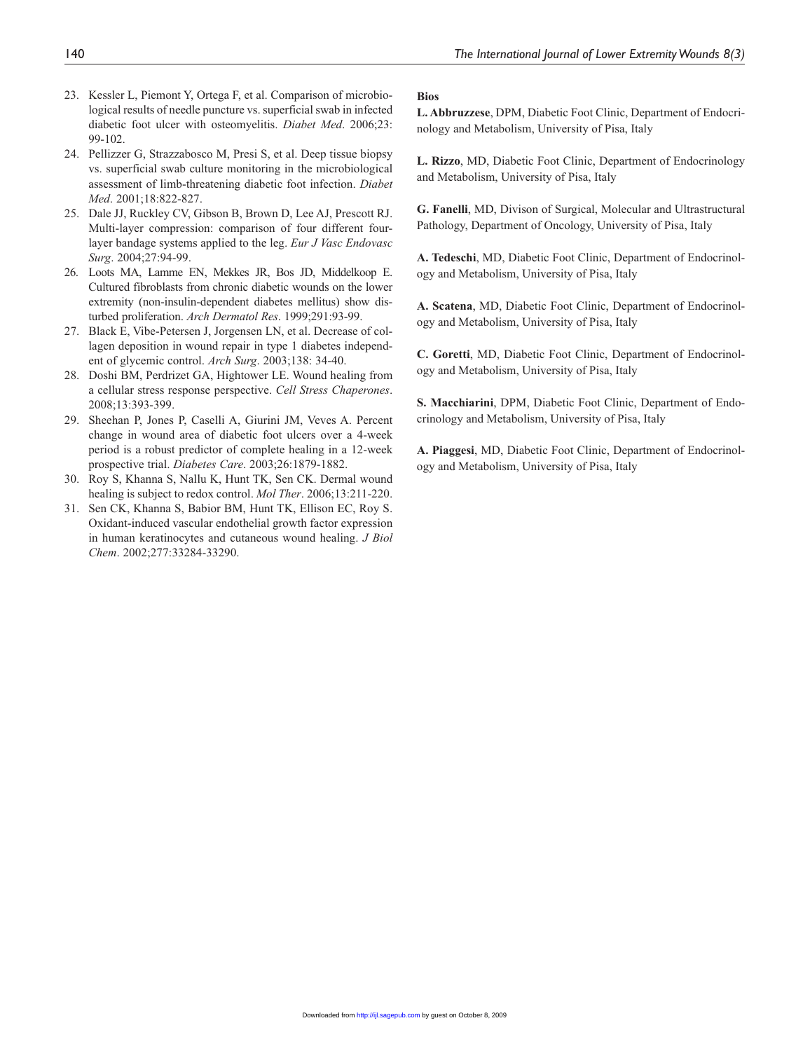23. Kessler L, Piemont Y, Ortega F, et al. Comparison of microbiological results of needle puncture vs. superficial swab in infected diabetic foot ulcer with osteomyelitis. *Diabet Med*. 2006;23:99-102.
24. Pellizzer G, Strazzabosco M, Presi S, et al. Deep tissue biopsy vs. superficial swab culture monitoring in the microbiological assessment of limb-threatening diabetic foot infection. *Diabet Med*. 2001;18:822-827.
25. Dale JJ, Ruckley CV, Gibson B, Brown D, Lee AJ, Prescott RJ. Multi-layer compression: comparison of four different four-layer bandage systems applied to the leg. *Eur J Vasc Endovasc Surg*. 2004;27:94-99.
26. Loots MA, Lamme EN, Mekkes JR, Bos JD, Middelkoop E. Cultured fibroblasts from chronic diabetic wounds on the lower extremity (non-insulin-dependent diabetes mellitus) show disturbed proliferation. *Arch Dermatol Res*. 1999;291:93-99.
27. Black E, Vibe-Petersen J, Jorgensen LN, et al. Decrease of collagen deposition in wound repair in type 1 diabetes independent of glycemic control. *Arch Surg*. 2003;138: 34-40.
28. Doshi BM, Perdrizet GA, Hightower LE. Wound healing from a cellular stress response perspective. *Cell Stress Chaperones*. 2008;13:393-399.
29. Sheehan P, Jones P, Caselli A, Giurini JM, Veves A. Percent change in wound area of diabetic foot ulcers over a 4-week period is a robust predictor of complete healing in a 12-week prospective trial. *Diabetes Care*. 2003;26:1879-1882.
30. Roy S, Khanna S, Nallu K, Hunt TK, Sen CK. Dermal wound healing is subject to redox control. *Mol Ther*. 2006;13:211-220.
31. Sen CK, Khanna S, Babior BM, Hunt TK, Ellison EC, Roy S. Oxidant-induced vascular endothelial growth factor expression in human keratinocytes and cutaneous wound healing. *J Biol Chem*. 2002;277:33284-33290.

**Bios**

**L. Abbruzzese**, DPM, Diabetic Foot Clinic, Department of Endocrinology and Metabolism, University of Pisa, Italy

**L. Rizzo**, MD, Diabetic Foot Clinic, Department of Endocrinology and Metabolism, University of Pisa, Italy

**G. Fanelli**, MD, Divison of Surgical, Molecular and Ultrastructural Pathology, Department of Oncology, University of Pisa, Italy

**A. Tedeschi**, MD, Diabetic Foot Clinic, Department of Endocrinology and Metabolism, University of Pisa, Italy

**A. Scatena**, MD, Diabetic Foot Clinic, Department of Endocrinology and Metabolism, University of Pisa, Italy

**C. Goretti**, MD, Diabetic Foot Clinic, Department of Endocrinology and Metabolism, University of Pisa, Italy

**S. Macchiarini**, DPM, Diabetic Foot Clinic, Department of Endocrinology and Metabolism, University of Pisa, Italy

**A. Piaggesi**, MD, Diabetic Foot Clinic, Department of Endocrinology and Metabolism, University of Pisa, Italy